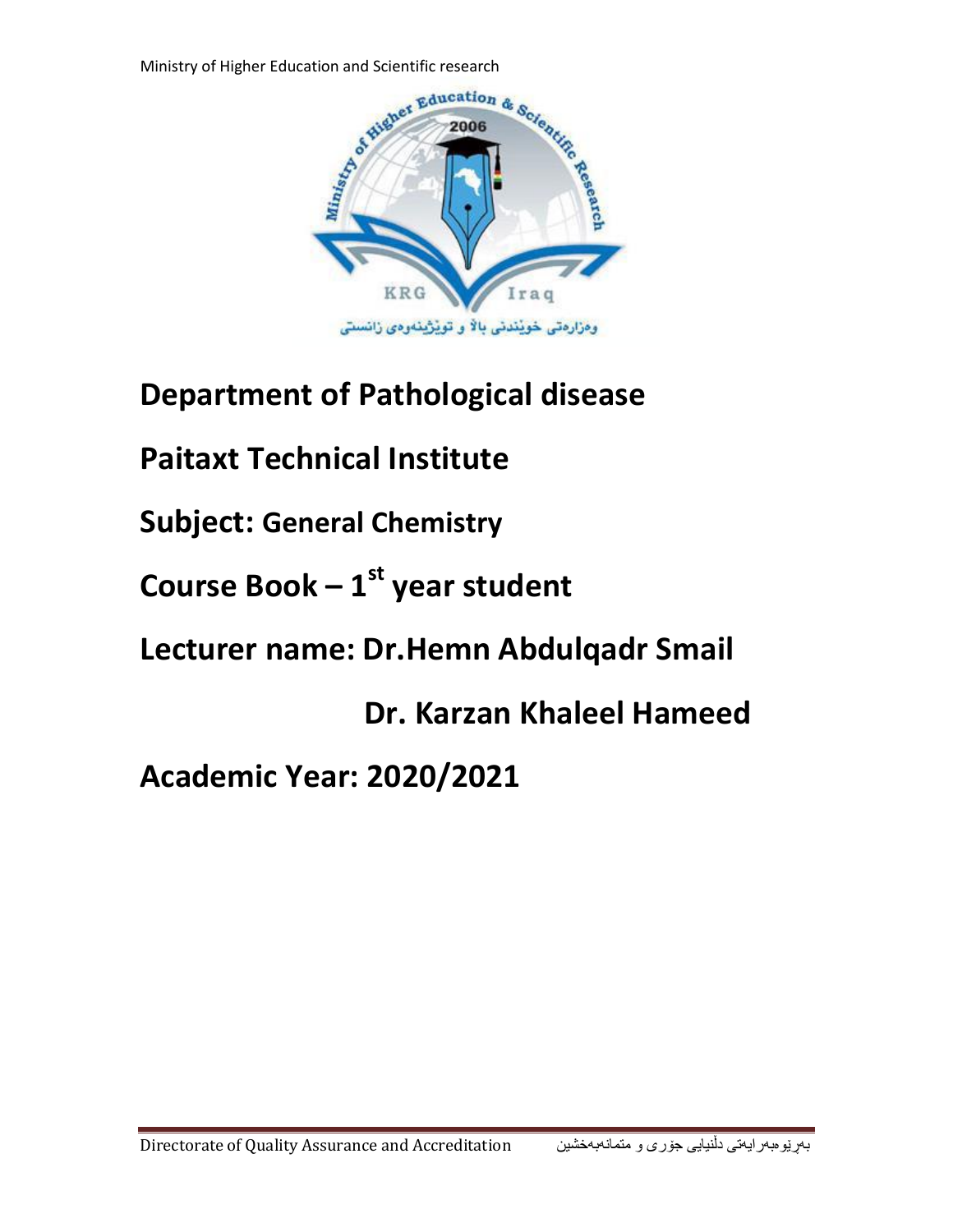Ministry of Higher Education and Scientific research

## Department of Pathological disease

## Paitaxt Technical Institute

## Subject: General Chemistry

## Course Book – 1st year student

## Lecturer name: Dr.Hemn Abdulqadr Smail

## Dr. Karzan Khaleel Hameed

## Academic Year: 2020/2021

Directorate of Quality Assurance and Accreditation بەڕێوەبەرایەتی دڵنیایی جۆری و متمانەبەخشین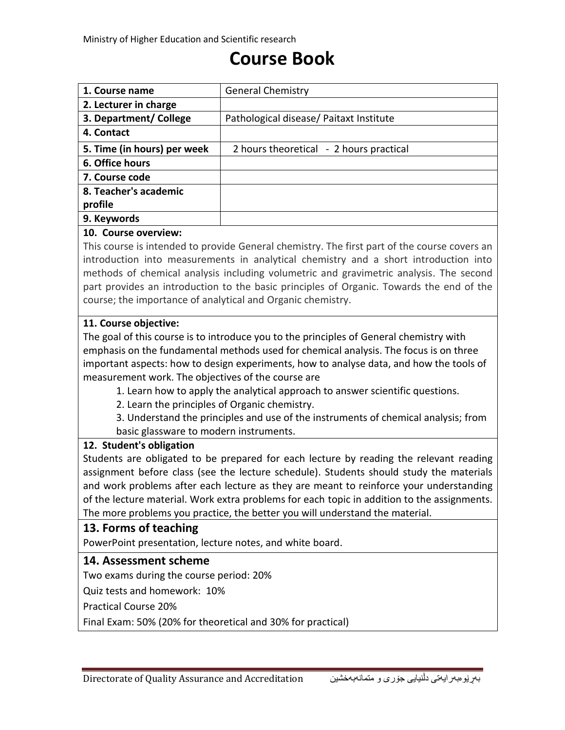# Course Book

| | |
|---|---|
| **1. Course name** | General Chemistry |
| **2. Lecturer in charge** | |
| **3. Department/ College** | Pathological disease/ Paitaxt Institute |
| **4. Contact** | |
| **5. Time (in hours) per week** | 2 hours theoretical - 2 hours practical |
| **6. Office hours** | |
| **7. Course code** | |
| **8. Teacher's academic profile** | |
| **9. Keywords** | |

**10. Course overview:**

This course is intended to provide General chemistry. The first part of the course covers an introduction into measurements in analytical chemistry and a short introduction into methods of chemical analysis including volumetric and gravimetric analysis. The second part provides an introduction to the basic principles of Organic. Towards the end of the course; the importance of analytical and Organic chemistry.

**11. Course objective:**

The goal of this course is to introduce you to the principles of General chemistry with emphasis on the fundamental methods used for chemical analysis. The focus is on three important aspects: how to design experiments, how to analyse data, and how the tools of measurement work. The objectives of the course are

1. Learn how to apply the analytical approach to answer scientific questions.
2. Learn the principles of Organic chemistry.
3. Understand the principles and use of the instruments of chemical analysis; from basic glassware to modern instruments.

**12. Student's obligation**

Students are obligated to be prepared for each lecture by reading the relevant reading assignment before class (see the lecture schedule). Students should study the materials and work problems after each lecture as they are meant to reinforce your understanding of the lecture material. Work extra problems for each topic in addition to the assignments. The more problems you practice, the better you will understand the material.

## 13. Forms of teaching

PowerPoint presentation, lecture notes, and white board.

## 14. Assessment scheme

Two exams during the course period: 20%

Quiz tests and homework: 10%

Practical Course 20%

Final Exam: 50% (20% for theoretical and 30% for practical)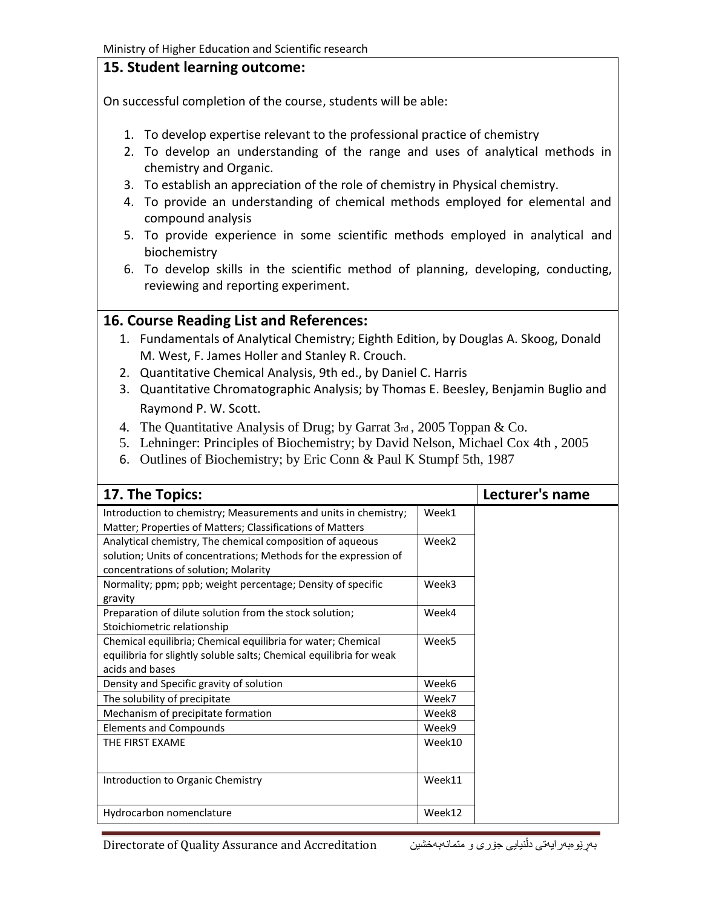## 15. Student learning outcome:

On successful completion of the course, students will be able:

1. To develop expertise relevant to the professional practice of chemistry
2. To develop an understanding of the range and uses of analytical methods in chemistry and Organic.
3. To establish an appreciation of the role of chemistry in Physical chemistry.
4. To provide an understanding of chemical methods employed for elemental and compound analysis
5. To provide experience in some scientific methods employed in analytical and biochemistry
6. To develop skills in the scientific method of planning, developing, conducting, reviewing and reporting experiment.

## 16. Course Reading List and References:

1. Fundamentals of Analytical Chemistry; Eighth Edition, by Douglas A. Skoog, Donald M. West, F. James Holler and Stanley R. Crouch.
2. Quantitative Chemical Analysis, 9th ed., by Daniel C. Harris
3. Quantitative Chromatographic Analysis; by Thomas E. Beesley, Benjamin Buglio and Raymond P. W. Scott.
4. The Quantitative Analysis of Drug; by Garrat 3rd , 2005 Toppan & Co.
5. Lehninger: Principles of Biochemistry; by David Nelson, Michael Cox 4th , 2005
6. Outlines of Biochemistry; by Eric Conn & Paul K Stumpf 5th, 1987

| 17. The Topics: | | Lecturer's name |
|---|---|---|
| Introduction to chemistry; Measurements and units in chemistry; Matter; Properties of Matters; Classifications of Matters | Week1 | |
| Analytical chemistry, The chemical composition of aqueous solution; Units of concentrations; Methods for the expression of concentrations of solution; Molarity | Week2 | |
| Normality; ppm; ppb; weight percentage; Density of specific gravity | Week3 | |
| Preparation of dilute solution from the stock solution; Stoichiometric relationship | Week4 | |
| Chemical equilibria; Chemical equilibria for water; Chemical equilibria for slightly soluble salts; Chemical equilibria for weak acids and bases | Week5 | |
| Density and Specific gravity of solution | Week6 | |
| The solubility of precipitate | Week7 | |
| Mechanism of precipitate formation | Week8 | |
| Elements and Compounds | Week9 | |
| THE FIRST EXAME | Week10 | |
| Introduction to Organic Chemistry | Week11 | |
| Hydrocarbon nomenclature | Week12 | |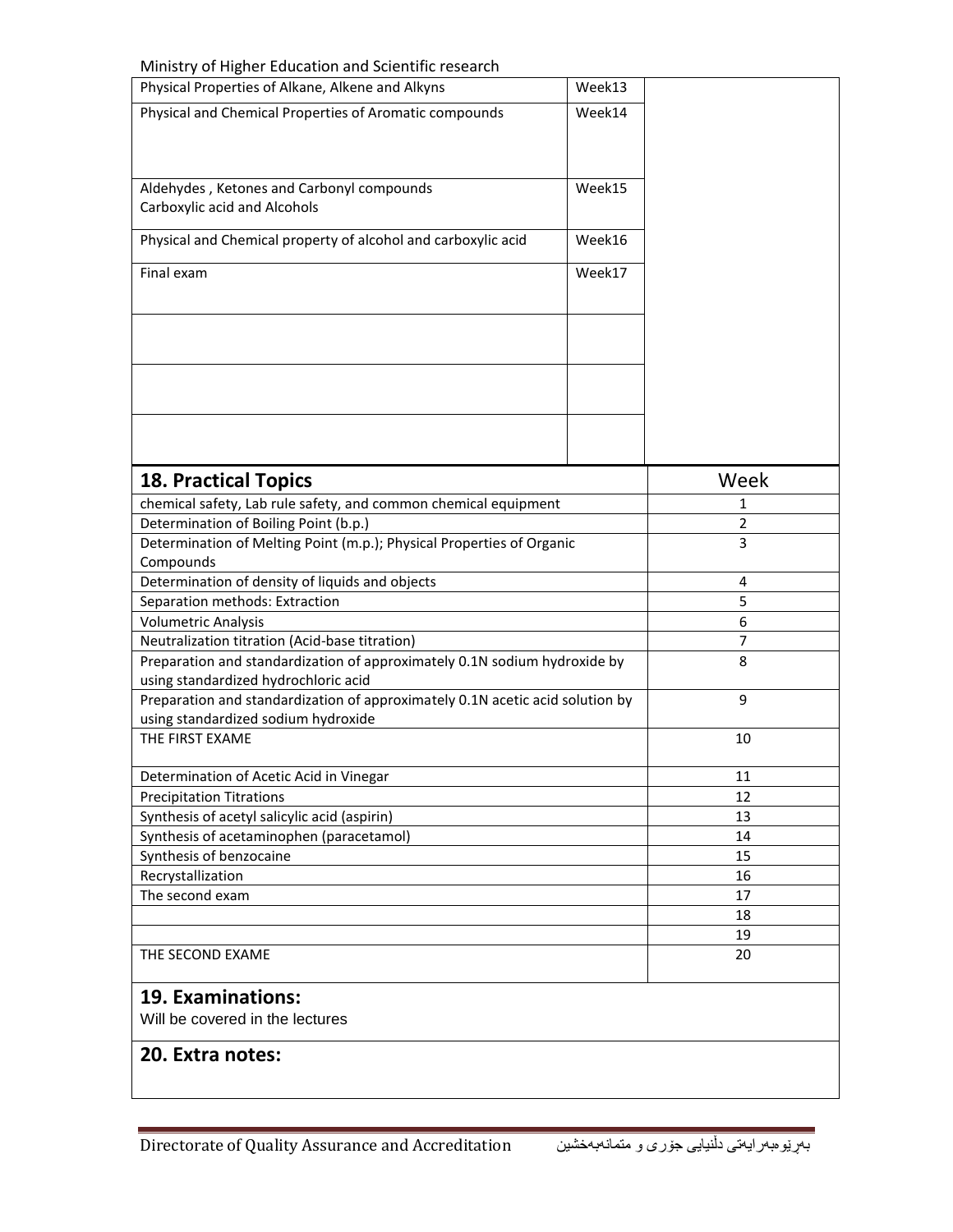| | | |
|---|---|---|
| Physical Properties of Alkane, Alkene and Alkyns | Week13 | |
| Physical and Chemical Properties of Aromatic compounds | Week14 | |
| Aldehydes , Ketones and Carbonyl compounds<br>Carboxylic acid and Alcohols | Week15 | |
| Physical and Chemical property of alcohol and carboxylic acid | Week16 | |
| Final exam | Week17 | |
| | | |
| | | |
| | | |

| 18. Practical Topics | Week |
|---|---|
| chemical safety, Lab rule safety, and common chemical equipment | 1 |
| Determination of Boiling Point (b.p.) | 2 |
| Determination of Melting Point (m.p.); Physical Properties of Organic Compounds | 3 |
| Determination of density of liquids and objects | 4 |
| Separation methods: Extraction | 5 |
| Volumetric Analysis | 6 |
| Neutralization titration (Acid-base titration) | 7 |
| Preparation and standardization of approximately 0.1N sodium hydroxide by using standardized hydrochloric acid | 8 |
| Preparation and standardization of approximately 0.1N acetic acid solution by using standardized sodium hydroxide | 9 |
| THE FIRST EXAME | 10 |
| Determination of Acetic Acid in Vinegar | 11 |
| Precipitation Titrations | 12 |
| Synthesis of acetyl salicylic acid (aspirin) | 13 |
| Synthesis of acetaminophen (paracetamol) | 14 |
| Synthesis of benzocaine | 15 |
| Recrystallization | 16 |
| The second exam | 17 |
| | 18 |
| | 19 |
| THE SECOND EXAME | 20 |

## 19. Examinations:

Will be covered in the lectures

## 20. Extra notes: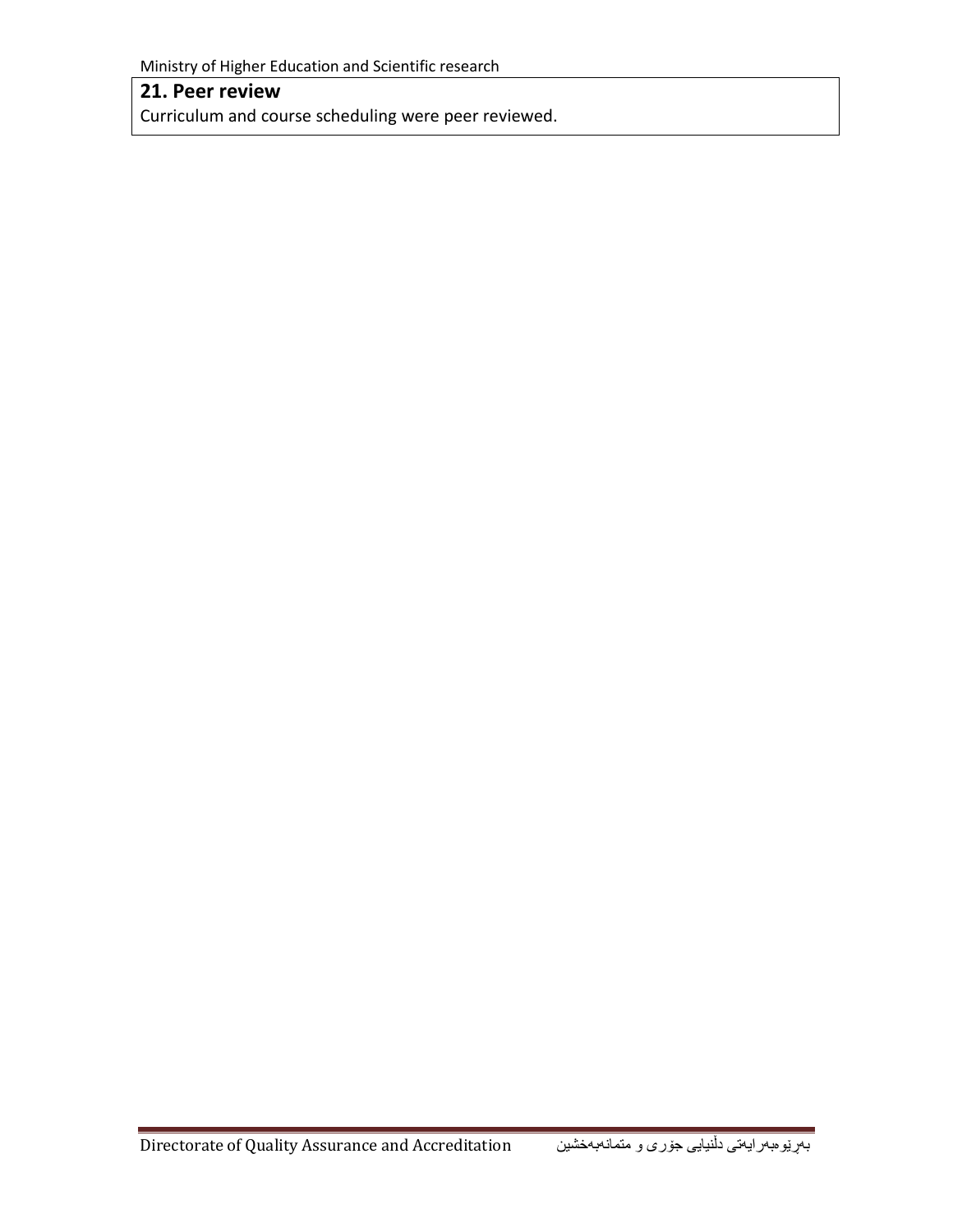## 21. Peer review

Curriculum and course scheduling were peer reviewed.